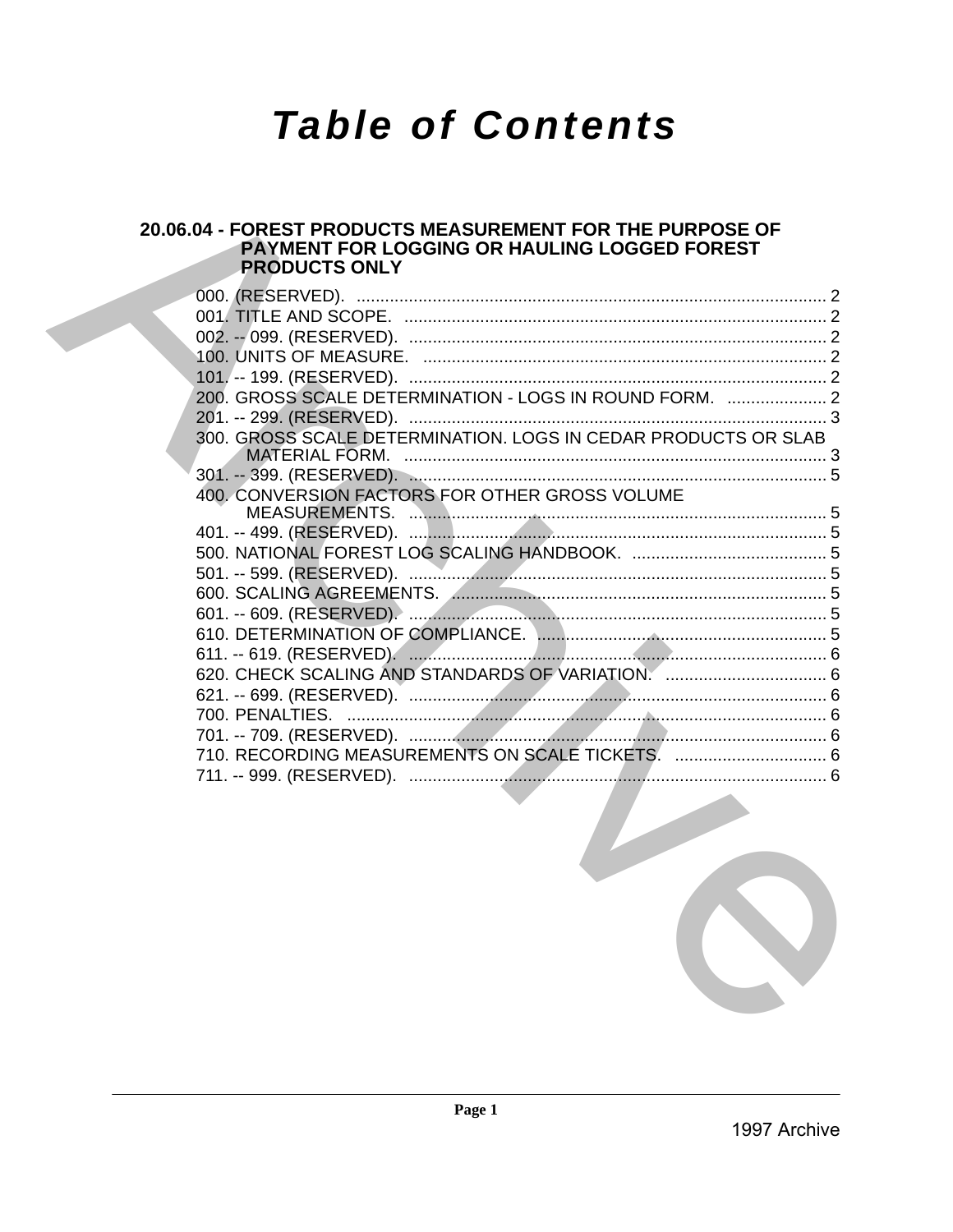# Table of Contents

## 20.06.04 - FOREST PRODUCTS MEASUREMENT FOR THE PURPOSE OF PAYMENT FOR LOGGING OR HAULING LOGGED FOREST PRODUCTS ONLY

000. (RESERVED). .......... 2
001. TITLE AND SCOPE. .......... 2
002. -- 099. (RESERVED). .......... 2
100. UNITS OF MEASURE. .......... 2
101. -- 199. (RESERVED). .......... 2
200. GROSS SCALE DETERMINATION - LOGS IN ROUND FORM. .......... 2
201. -- 299. (RESERVED). .......... 3
300. GROSS SCALE DETERMINATION. LOGS IN CEDAR PRODUCTS OR SLAB MATERIAL FORM. .......... 3
301. -- 399. (RESERVED). .......... 5
400. CONVERSION FACTORS FOR OTHER GROSS VOLUME MEASUREMENTS. .......... 5
401. -- 499. (RESERVED). .......... 5
500. NATIONAL FOREST LOG SCALING HANDBOOK. .......... 5
501. -- 599. (RESERVED). .......... 5
600. SCALING AGREEMENTS. .......... 5
601. -- 609. (RESERVED). .......... 5
610. DETERMINATION OF COMPLIANCE. .......... 5
611. -- 619. (RESERVED). .......... 6
620. CHECK SCALING AND STANDARDS OF VARIATION. .......... 6
621. -- 699. (RESERVED). .......... 6
700. PENALTIES. .......... 6
701. -- 709. (RESERVED). .......... 6
710. RECORDING MEASUREMENTS ON SCALE TICKETS. .......... 6
711. -- 999. (RESERVED). .......... 6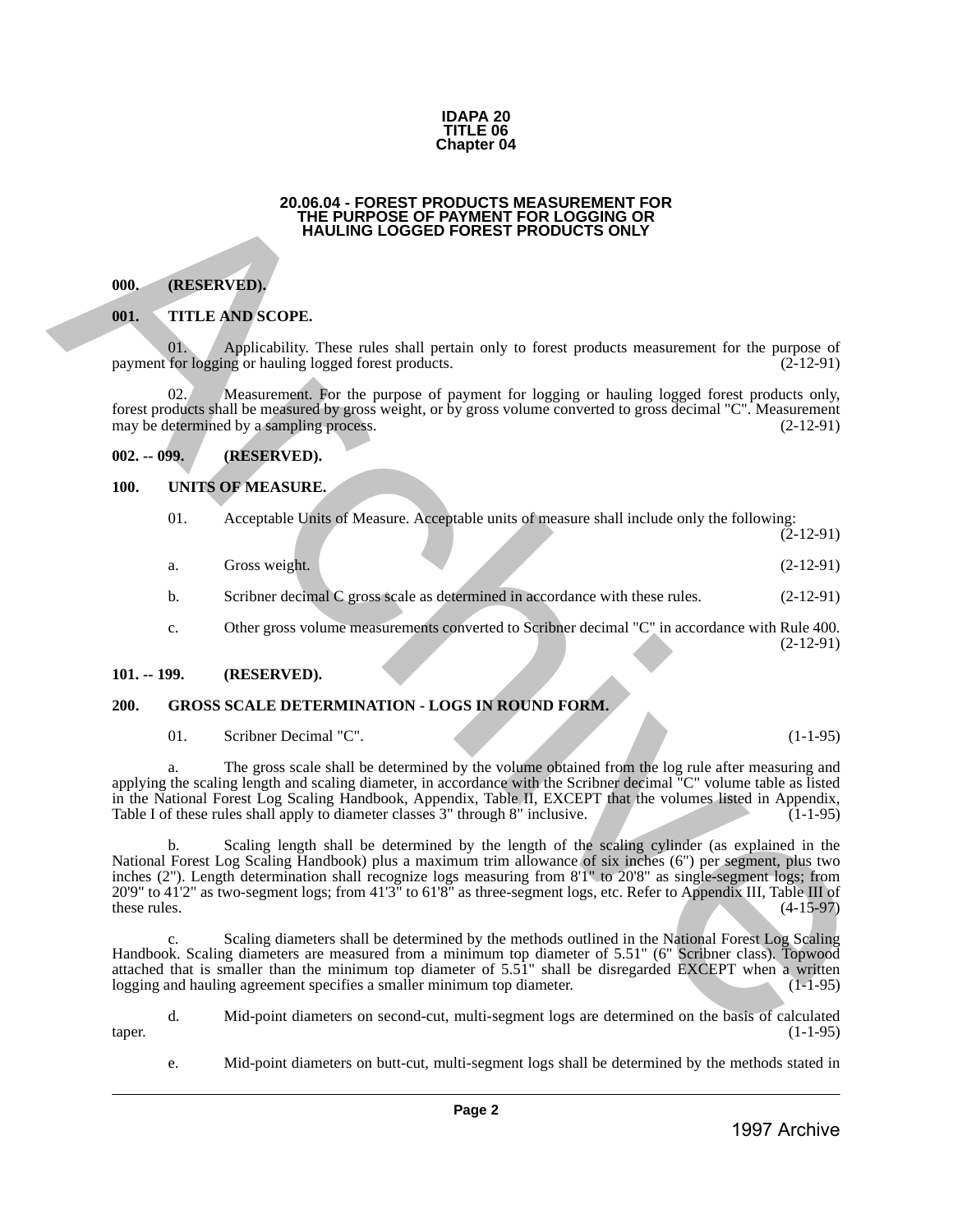**IDAPA 20**
**TITLE 06**
**Chapter 04**

# 20.06.04 - FOREST PRODUCTS MEASUREMENT FOR THE PURPOSE OF PAYMENT FOR LOGGING OR HAULING LOGGED FOREST PRODUCTS ONLY

**000. (RESERVED).**

**001. TITLE AND SCOPE.**

01. Applicability. These rules shall pertain only to forest products measurement for the purpose of payment for logging or hauling logged forest products. (2-12-91)

02. Measurement. For the purpose of payment for logging or hauling logged forest products only, forest products shall be measured by gross weight, or by gross volume converted to gross decimal "C". Measurement may be determined by a sampling process. (2-12-91)

**002. -- 099. (RESERVED).**

**100. UNITS OF MEASURE.**

01. Acceptable Units of Measure. Acceptable units of measure shall include only the following: (2-12-91)

a. Gross weight. (2-12-91)

b. Scribner decimal C gross scale as determined in accordance with these rules. (2-12-91)

c. Other gross volume measurements converted to Scribner decimal "C" in accordance with Rule 400. (2-12-91)

**101. -- 199. (RESERVED).**

**200. GROSS SCALE DETERMINATION - LOGS IN ROUND FORM.**

01. Scribner Decimal "C". (1-1-95)

a. The gross scale shall be determined by the volume obtained from the log rule after measuring and applying the scaling length and scaling diameter, in accordance with the Scribner decimal "C" volume table as listed in the National Forest Log Scaling Handbook, Appendix, Table II, EXCEPT that the volumes listed in Appendix, Table I of these rules shall apply to diameter classes 3" through 8" inclusive. (1-1-95)

b. Scaling length shall be determined by the length of the scaling cylinder (as explained in the National Forest Log Scaling Handbook) plus a maximum trim allowance of six inches (6") per segment, plus two inches (2"). Length determination shall recognize logs measuring from 8'1" to 20'8" as single-segment logs; from 20'9" to 41'2" as two-segment logs; from 41'3" to 61'8" as three-segment logs, etc. Refer to Appendix III, Table III of these rules. (4-15-97)

c. Scaling diameters shall be determined by the methods outlined in the National Forest Log Scaling Handbook. Scaling diameters are measured from a minimum top diameter of 5.51" (6" Scribner class). Topwood attached that is smaller than the minimum top diameter of 5.51" shall be disregarded EXCEPT when a written logging and hauling agreement specifies a smaller minimum top diameter. (1-1-95)

d. Mid-point diameters on second-cut, multi-segment logs are determined on the basis of calculated taper. (1-1-95)

e. Mid-point diameters on butt-cut, multi-segment logs shall be determined by the methods stated in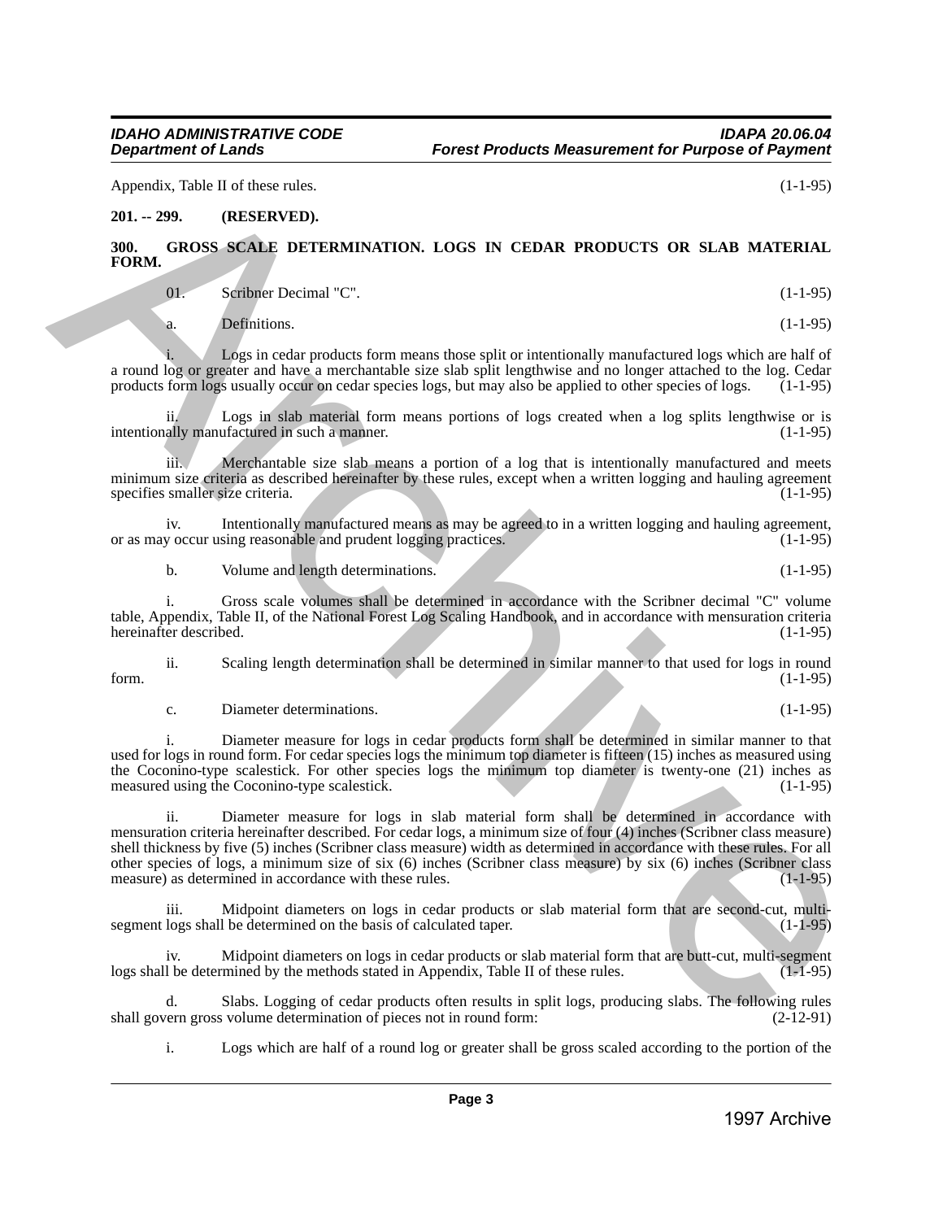Appendix, Table II of these rules. (1-1-95)

**201. -- 299. (RESERVED).**

**300. GROSS SCALE DETERMINATION. LOGS IN CEDAR PRODUCTS OR SLAB MATERIAL FORM.**

01. Scribner Decimal "C". (1-1-95)

a. Definitions. (1-1-95)

i. Logs in cedar products form means those split or intentionally manufactured logs which are half of a round log or greater and have a merchantable size slab split lengthwise and no longer attached to the log. Cedar products form logs usually occur on cedar species logs, but may also be applied to other species of logs. (1-1-95)

ii. Logs in slab material form means portions of logs created when a log splits lengthwise or is intentionally manufactured in such a manner. (1-1-95)

iii. Merchantable size slab means a portion of a log that is intentionally manufactured and meets minimum size criteria as described hereinafter by these rules, except when a written logging and hauling agreement specifies smaller size criteria. (1-1-95)

iv. Intentionally manufactured means as may be agreed to in a written logging and hauling agreement, or as may occur using reasonable and prudent logging practices. (1-1-95)

b. Volume and length determinations. (1-1-95)

i. Gross scale volumes shall be determined in accordance with the Scribner decimal "C" volume table, Appendix, Table II, of the National Forest Log Scaling Handbook, and in accordance with mensuration criteria hereinafter described. (1-1-95)

ii. Scaling length determination shall be determined in similar manner to that used for logs in round form. (1-1-95)

c. Diameter determinations. (1-1-95)

i. Diameter measure for logs in cedar products form shall be determined in similar manner to that used for logs in round form. For cedar species logs the minimum top diameter is fifteen (15) inches as measured using the Coconino-type scalestick. For other species logs the minimum top diameter is twenty-one (21) inches as measured using the Coconino-type scalestick. (1-1-95)

ii. Diameter measure for logs in slab material form shall be determined in accordance with mensuration criteria hereinafter described. For cedar logs, a minimum size of four (4) inches (Scribner class measure) shell thickness by five (5) inches (Scribner class measure) width as determined in accordance with these rules. For all other species of logs, a minimum size of six (6) inches (Scribner class measure) by six (6) inches (Scribner class measure) as determined in accordance with these rules. (1-1-95)

iii. Midpoint diameters on logs in cedar products or slab material form that are second-cut, multi-segment logs shall be determined on the basis of calculated taper. (1-1-95)

iv. Midpoint diameters on logs in cedar products or slab material form that are butt-cut, multi-segment logs shall be determined by the methods stated in Appendix, Table II of these rules. (1-1-95)

d. Slabs. Logging of cedar products often results in split logs, producing slabs. The following rules shall govern gross volume determination of pieces not in round form: (2-12-91)

i. Logs which are half of a round log or greater shall be gross scaled according to the portion of the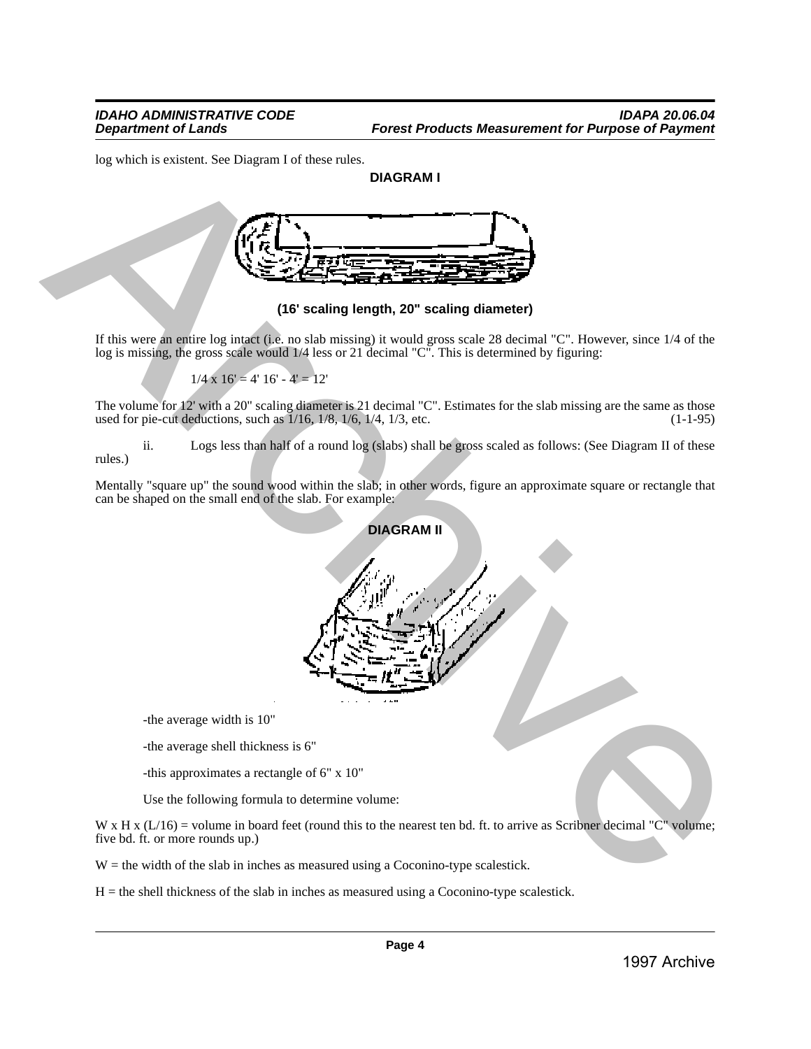log which is existent. See Diagram I of these rules.

**DIAGRAM I**

**(16' scaling length, 20" scaling diameter)**

If this were an entire log intact (i.e. no slab missing) it would gross scale 28 decimal "C". However, since 1/4 of the log is missing, the gross scale would 1/4 less or 21 decimal "C". This is determined by figuring:

1/4 x 16' = 4' 16' - 4' = 12'

The volume for 12' with a 20" scaling diameter is 21 decimal "C". Estimates for the slab missing are the same as those used for pie-cut deductions, such as 1/16, 1/8, 1/6, 1/4, 1/3, etc. (1-1-95)

ii. Logs less than half of a round log (slabs) shall be gross scaled as follows: (See Diagram II of these rules.)

Mentally "square up" the sound wood within the slab; in other words, figure an approximate square or rectangle that can be shaped on the small end of the slab. For example:

**DIAGRAM II**

-the average width is 10"

-the average shell thickness is 6"

-this approximates a rectangle of 6" x 10"

Use the following formula to determine volume:

W x H x (L/16) = volume in board feet (round this to the nearest ten bd. ft. to arrive as Scribner decimal "C" volume; five bd. ft. or more rounds up.)

W = the width of the slab in inches as measured using a Coconino-type scalestick.

H = the shell thickness of the slab in inches as measured using a Coconino-type scalestick.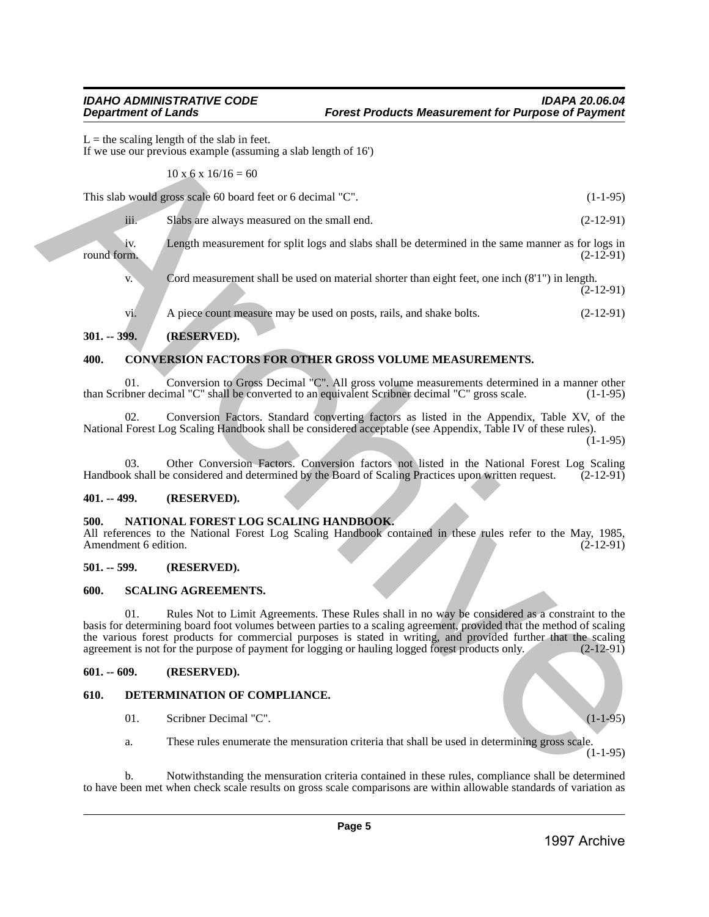L = the scaling length of the slab in feet.
If we use our previous example (assuming a slab length of 16')

$$10 \times 6 \times 16/16 = 60$$

This slab would gross scale 60 board feet or 6 decimal "C". (1-1-95)

iii. Slabs are always measured on the small end. (2-12-91)

iv. Length measurement for split logs and slabs shall be determined in the same manner as for logs in round form. (2-12-91)

v. Cord measurement shall be used on material shorter than eight feet, one inch (8'1") in length. (2-12-91)

vi. A piece count measure may be used on posts, rails, and shake bolts. (2-12-91)

**301. -- 399. (RESERVED).**

**400. CONVERSION FACTORS FOR OTHER GROSS VOLUME MEASUREMENTS.**

01. Conversion to Gross Decimal "C". All gross volume measurements determined in a manner other than Scribner decimal "C" shall be converted to an equivalent Scribner decimal "C" gross scale. (1-1-95)

02. Conversion Factors. Standard converting factors as listed in the Appendix, Table XV, of the National Forest Log Scaling Handbook shall be considered acceptable (see Appendix, Table IV of these rules). (1-1-95)

03. Other Conversion Factors. Conversion factors not listed in the National Forest Log Scaling Handbook shall be considered and determined by the Board of Scaling Practices upon written request. (2-12-91)

**401. -- 499. (RESERVED).**

**500. NATIONAL FOREST LOG SCALING HANDBOOK.**

All references to the National Forest Log Scaling Handbook contained in these rules refer to the May, 1985, Amendment 6 edition. (2-12-91)

**501. -- 599. (RESERVED).**

**600. SCALING AGREEMENTS.**

01. Rules Not to Limit Agreements. These Rules shall in no way be considered as a constraint to the basis for determining board foot volumes between parties to a scaling agreement, provided that the method of scaling the various forest products for commercial purposes is stated in writing, and provided further that the scaling agreement is not for the purpose of payment for logging or hauling logged forest products only. (2-12-91)

**601. -- 609. (RESERVED).**

**610. DETERMINATION OF COMPLIANCE.**

01. Scribner Decimal "C". (1-1-95)

a. These rules enumerate the mensuration criteria that shall be used in determining gross scale. (1-1-95)

b. Notwithstanding the mensuration criteria contained in these rules, compliance shall be determined to have been met when check scale results on gross scale comparisons are within allowable standards of variation as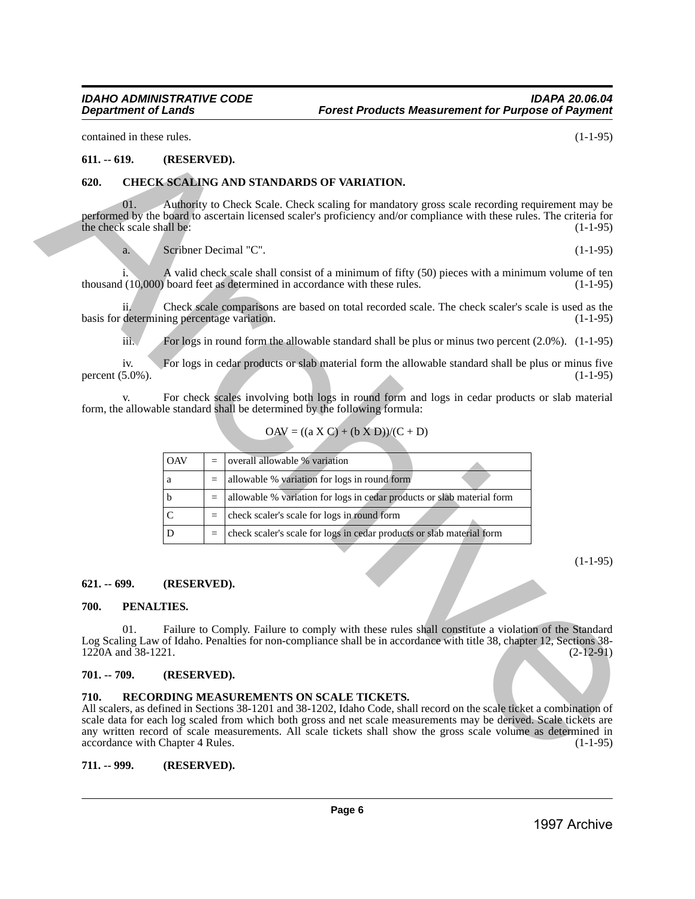contained in these rules. (1-1-95)

## 611. -- 619. (RESERVED).

## 620. CHECK SCALING AND STANDARDS OF VARIATION.

01. Authority to Check Scale. Check scaling for mandatory gross scale recording requirement may be performed by the board to ascertain licensed scaler's proficiency and/or compliance with these rules. The criteria for the check scale shall be: (1-1-95)

a. Scribner Decimal "C". (1-1-95)

i. A valid check scale shall consist of a minimum of fifty (50) pieces with a minimum volume of ten thousand (10,000) board feet as determined in accordance with these rules. (1-1-95)

ii. Check scale comparisons are based on total recorded scale. The check scaler's scale is used as the basis for determining percentage variation. (1-1-95)

iii. For logs in round form the allowable standard shall be plus or minus two percent (2.0%). (1-1-95)

iv. For logs in cedar products or slab material form the allowable standard shall be plus or minus five percent (5.0%). (1-1-95)

v. For check scales involving both logs in round form and logs in cedar products or slab material form, the allowable standard shall be determined by the following formula:

$$OAV = ((a \text{ X } C) + (b \text{ X } D))/(C + D)$$

| OAV | = | overall allowable % variation |
|---|---|---|
| a | = | allowable % variation for logs in round form |
| b | = | allowable % variation for logs in cedar products or slab material form |
| C | = | check scaler's scale for logs in round form |
| D | = | check scaler's scale for logs in cedar products or slab material form |

(1-1-95)

## 621. -- 699. (RESERVED).

## 700. PENALTIES.

01. Failure to Comply. Failure to comply with these rules shall constitute a violation of the Standard Log Scaling Law of Idaho. Penalties for non-compliance shall be in accordance with title 38, chapter 12, Sections 38-1220A and 38-1221. (2-12-91)

## 701. -- 709. (RESERVED).

## 710. RECORDING MEASUREMENTS ON SCALE TICKETS.

All scalers, as defined in Sections 38-1201 and 38-1202, Idaho Code, shall record on the scale ticket a combination of scale data for each log scaled from which both gross and net scale measurements may be derived. Scale tickets are any written record of scale measurements. All scale tickets shall show the gross scale volume as determined in accordance with Chapter 4 Rules. (1-1-95)

## 711. -- 999. (RESERVED).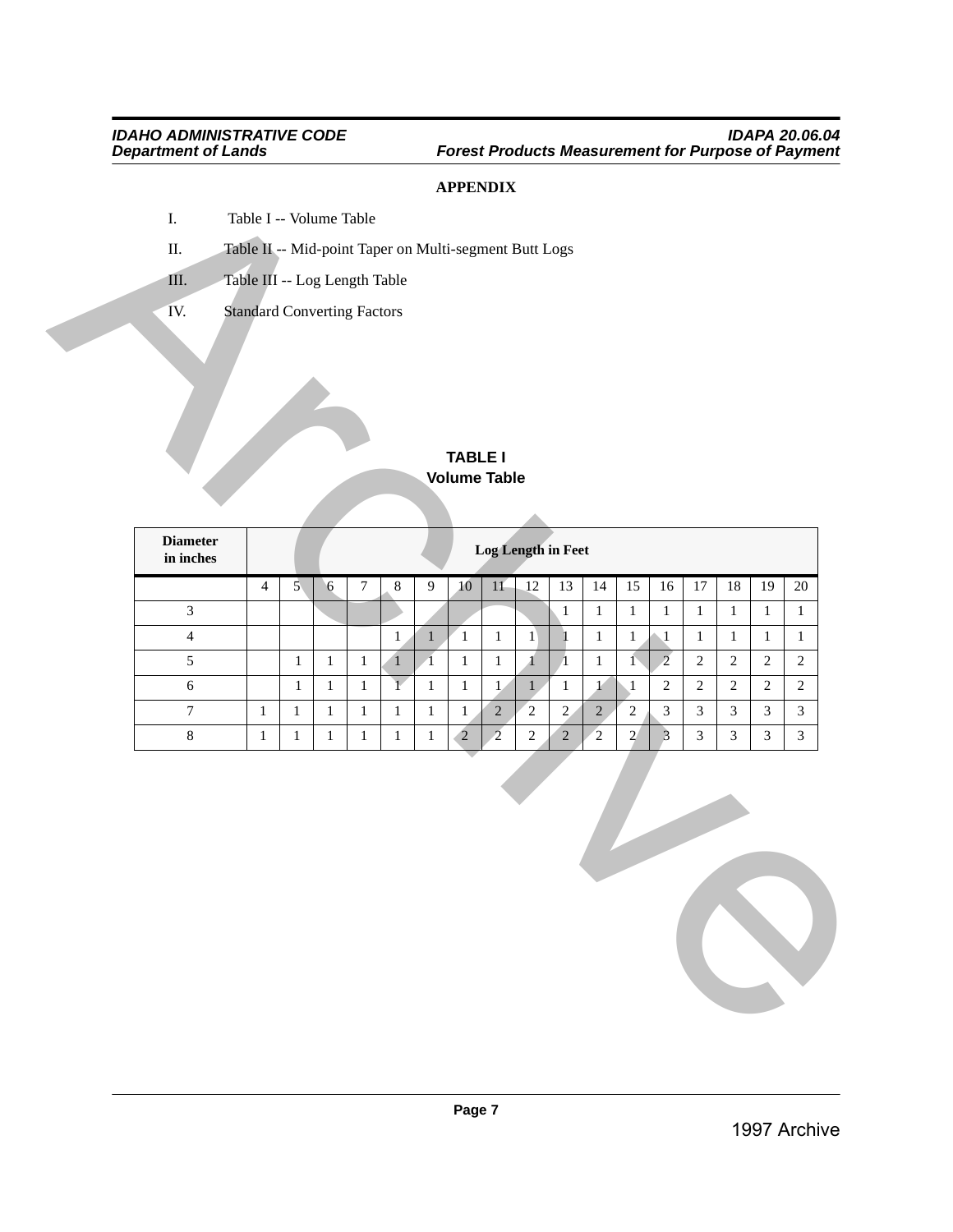**APPENDIX**

I. Table I -- Volume Table

II. Table II -- Mid-point Taper on Multi-segment Butt Logs

III. Table III -- Log Length Table

IV. Standard Converting Factors

## TABLE I
## Volume Table

| Diameter in inches | Log Length in Feet | | | | | | | | | | | | | | | | |
|---|---|---|---|---|---|---|---|---|---|---|---|---|---|---|---|---|---|
| | 4 | 5 | 6 | 7 | 8 | 9 | 10 | 11 | 12 | 13 | 14 | 15 | 16 | 17 | 18 | 19 | 20 |
| 3 | | | | | | | | | | 1 | 1 | 1 | 1 | 1 | 1 | 1 | 1 |
| 4 | | | | | 1 | 1 | 1 | 1 | 1 | 1 | 1 | 1 | 1 | 1 | 1 | 1 | 1 |
| 5 | | 1 | 1 | 1 | 1 | 1 | 1 | 1 | 1 | 1 | 1 | 1 | 2 | 2 | 2 | 2 | 2 |
| 6 | | 1 | 1 | 1 | 1 | 1 | 1 | 1 | 1 | 1 | 1 | 1 | 2 | 2 | 2 | 2 | 2 |
| 7 | 1 | 1 | 1 | 1 | 1 | 1 | 1 | 2 | 2 | 2 | 2 | 2 | 3 | 3 | 3 | 3 | 3 |
| 8 | 1 | 1 | 1 | 1 | 1 | 1 | 2 | 2 | 2 | 2 | 2 | 2 | 3 | 3 | 3 | 3 | 3 |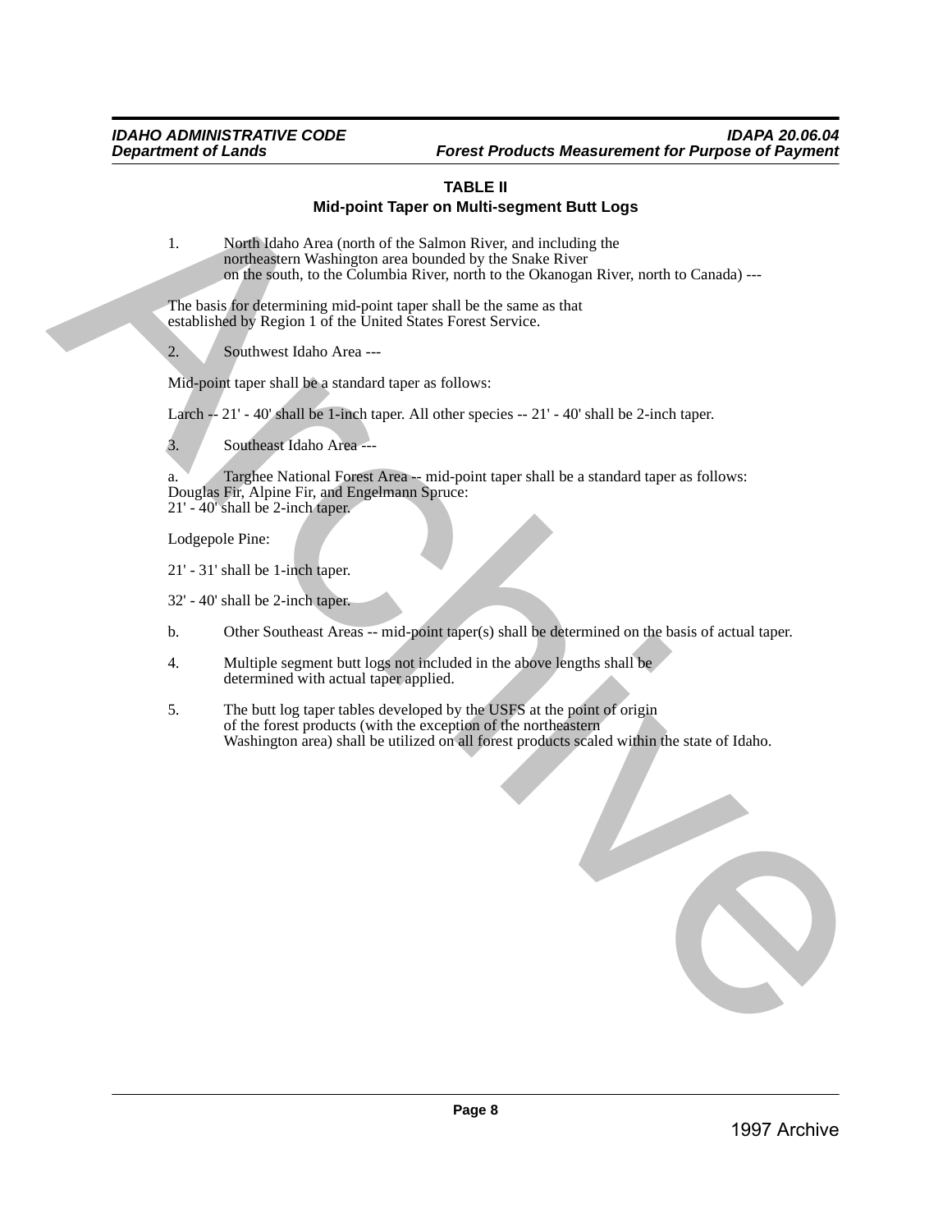## TABLE II

### Mid-point Taper on Multi-segment Butt Logs

1. North Idaho Area (north of the Salmon River, and including the northeastern Washington area bounded by the Snake River on the south, to the Columbia River, north to the Okanogan River, north to Canada) ---

The basis for determining mid-point taper shall be the same as that established by Region 1 of the United States Forest Service.

2. Southwest Idaho Area ---

Mid-point taper shall be a standard taper as follows:

Larch -- 21' - 40' shall be 1-inch taper. All other species -- 21' - 40' shall be 2-inch taper.

3. Southeast Idaho Area ---

a. Targhee National Forest Area -- mid-point taper shall be a standard taper as follows:
Douglas Fir, Alpine Fir, and Engelmann Spruce:
21' - 40' shall be 2-inch taper.

Lodgepole Pine:

21' - 31' shall be 1-inch taper.

32' - 40' shall be 2-inch taper.

b. Other Southeast Areas -- mid-point taper(s) shall be determined on the basis of actual taper.

4. Multiple segment butt logs not included in the above lengths shall be determined with actual taper applied.

5. The butt log taper tables developed by the USFS at the point of origin of the forest products (with the exception of the northeastern Washington area) shall be utilized on all forest products scaled within the state of Idaho.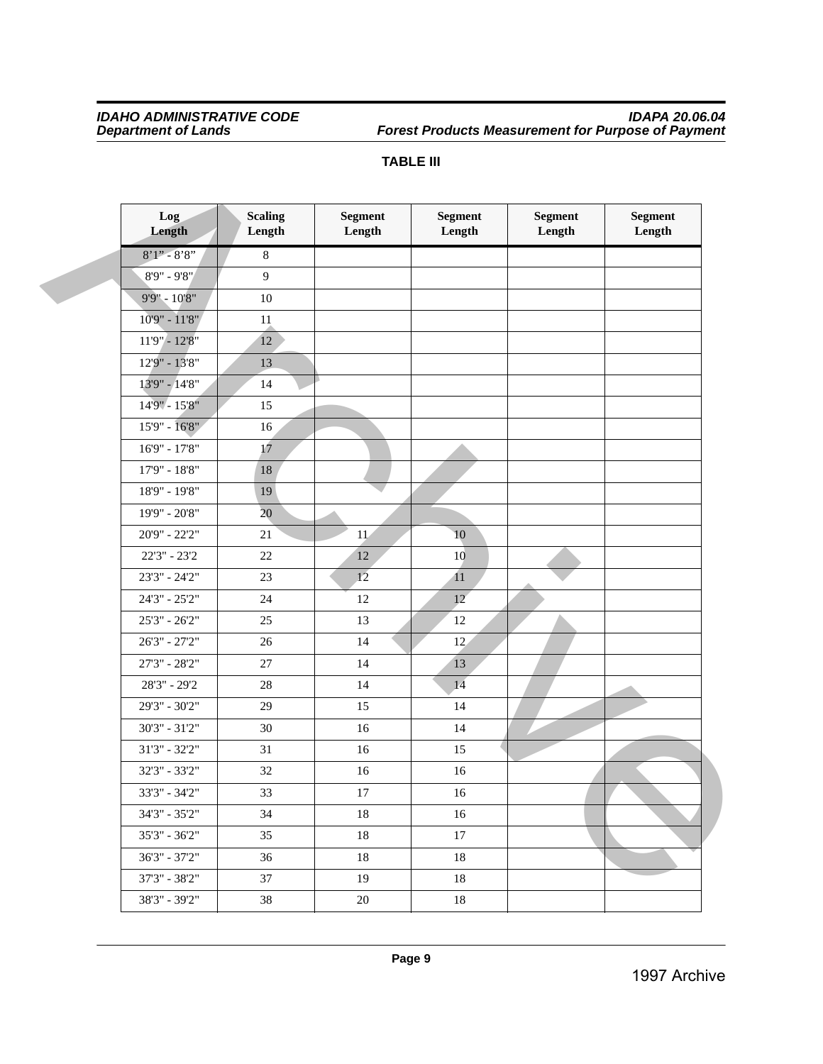**TABLE III**

| Log Length | Scaling Length | Segment Length | Segment Length | Segment Length | Segment Length |
|---|---|---|---|---|---|
| 8'1" - 8'8" | 8 | | | | |
| 8'9" - 9'8" | 9 | | | | |
| 9'9" - 10'8" | 10 | | | | |
| 10'9" - 11'8" | 11 | | | | |
| 11'9" - 12'8" | 12 | | | | |
| 12'9" - 13'8" | 13 | | | | |
| 13'9" - 14'8" | 14 | | | | |
| 14'9" - 15'8" | 15 | | | | |
| 15'9" - 16'8" | 16 | | | | |
| 16'9" - 17'8" | 17 | | | | |
| 17'9" - 18'8" | 18 | | | | |
| 18'9" - 19'8" | 19 | | | | |
| 19'9" - 20'8" | 20 | | | | |
| 20'9" - 22'2" | 21 | 11 | 10 | | |
| 22'3" - 23'2 | 22 | 12 | 10 | | |
| 23'3" - 24'2" | 23 | 12 | 11 | | |
| 24'3" - 25'2" | 24 | 12 | 12 | | |
| 25'3" - 26'2" | 25 | 13 | 12 | | |
| 26'3" - 27'2" | 26 | 14 | 12 | | |
| 27'3" - 28'2" | 27 | 14 | 13 | | |
| 28'3" - 29'2 | 28 | 14 | 14 | | |
| 29'3" - 30'2" | 29 | 15 | 14 | | |
| 30'3" - 31'2" | 30 | 16 | 14 | | |
| 31'3" - 32'2" | 31 | 16 | 15 | | |
| 32'3" - 33'2" | 32 | 16 | 16 | | |
| 33'3" - 34'2" | 33 | 17 | 16 | | |
| 34'3" - 35'2" | 34 | 18 | 16 | | |
| 35'3" - 36'2" | 35 | 18 | 17 | | |
| 36'3" - 37'2" | 36 | 18 | 18 | | |
| 37'3" - 38'2" | 37 | 19 | 18 | | |
| 38'3" - 39'2" | 38 | 20 | 18 | | |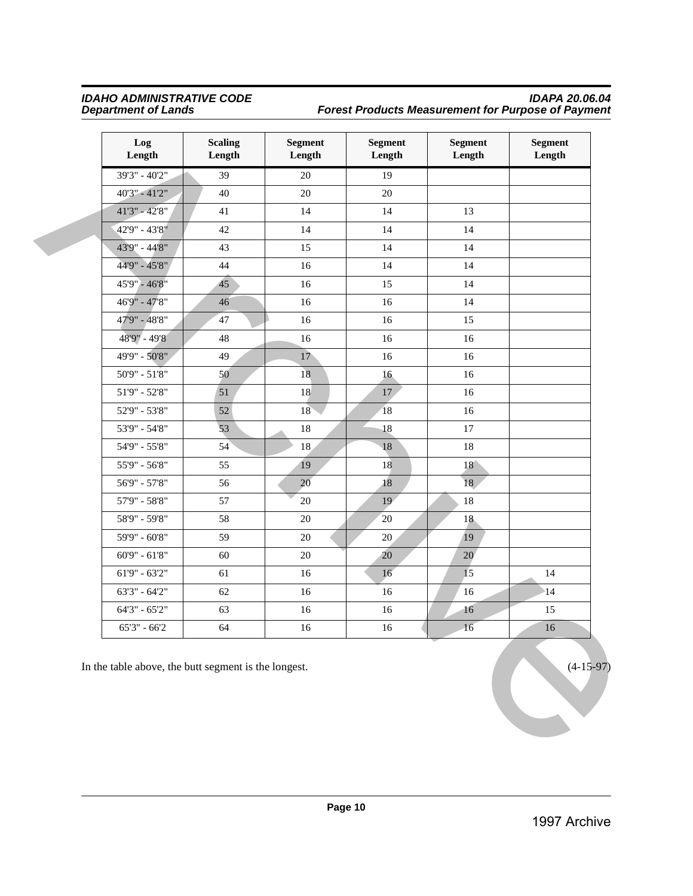| Log Length | Scaling Length | Segment Length | Segment Length | Segment Length | Segment Length |
|---|---|---|---|---|---|
| 39'3" - 40'2" | 39 | 20 | 19 | | |
| 40'3" - 41'2" | 40 | 20 | 20 | | |
| 41'3" - 42'8" | 41 | 14 | 14 | 13 | |
| 42'9" - 43'8" | 42 | 14 | 14 | 14 | |
| 43'9" - 44'8" | 43 | 15 | 14 | 14 | |
| 44'9" - 45'8" | 44 | 16 | 14 | 14 | |
| 45'9" - 46'8" | 45 | 16 | 15 | 14 | |
| 46'9" - 47'8" | 46 | 16 | 16 | 14 | |
| 47'9" - 48'8" | 47 | 16 | 16 | 15 | |
| 48'9" - 49'8 | 48 | 16 | 16 | 16 | |
| 49'9" - 50'8" | 49 | 17 | 16 | 16 | |
| 50'9" - 51'8" | 50 | 18 | 16 | 16 | |
| 51'9" - 52'8" | 51 | 18 | 17 | 16 | |
| 52'9" - 53'8" | 52 | 18 | 18 | 16 | |
| 53'9" - 54'8" | 53 | 18 | 18 | 17 | |
| 54'9" - 55'8" | 54 | 18 | 18 | 18 | |
| 55'9" - 56'8" | 55 | 19 | 18 | 18 | |
| 56'9" - 57'8" | 56 | 20 | 18 | 18 | |
| 57'9" - 58'8" | 57 | 20 | 19 | 18 | |
| 58'9" - 59'8" | 58 | 20 | 20 | 18 | |
| 59'9" - 60'8" | 59 | 20 | 20 | 19 | |
| 60'9" - 61'8" | 60 | 20 | 20 | 20 | |
| 61'9" - 63'2" | 61 | 16 | 16 | 15 | 14 |
| 63'3" - 64'2" | 62 | 16 | 16 | 16 | 14 |
| 64'3" - 65'2" | 63 | 16 | 16 | 16 | 15 |
| 65'3" - 66'2 | 64 | 16 | 16 | 16 | 16 |

In the table above, the butt segment is the longest. (4-15-97)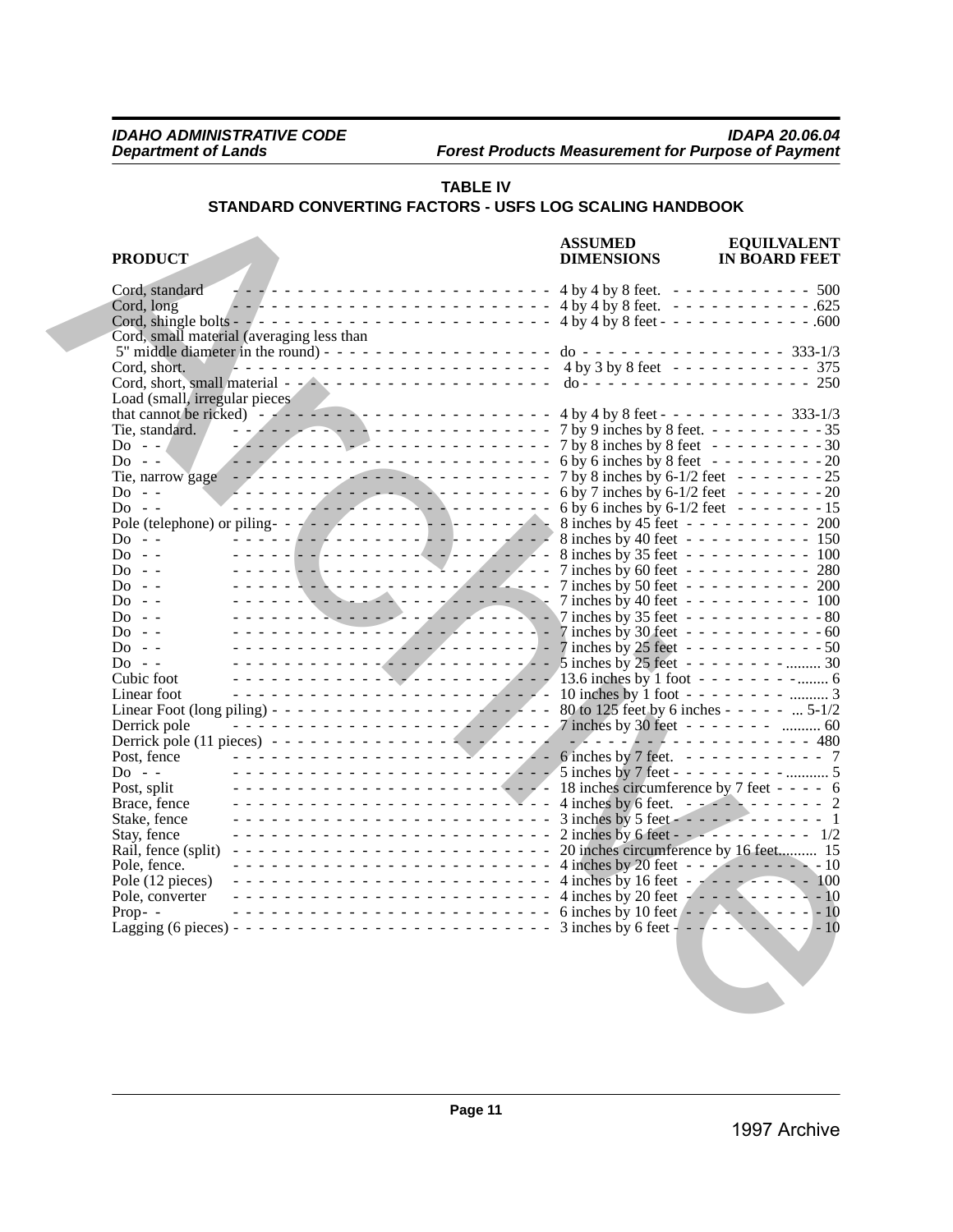**TABLE IV**

**STANDARD CONVERTING FACTORS - USFS LOG SCALING HANDBOOK**

| PRODUCT | ASSUMED DIMENSIONS | EQUILVALENT IN BOARD FEET |
|---|---|---|
| Cord, standard | 4 by 4 by 8 feet. | 500 |
| Cord, long | 4 by 4 by 8 feet. | .625 |
| Cord, shingle bolts | 4 by 4 by 8 feet | .600 |
| Cord, small material (averaging less than 5" middle diameter in the round) | do | 333-1/3 |
| Cord, short. | 4 by 3 by 8 feet | 375 |
| Cord, short, small material | do | 250 |
| Load (small, irregular pieces that cannot be ricked) | 4 by 4 by 8 feet | 333-1/3 |
| Tie, standard. | 7 by 9 inches by 8 feet. | 35 |
| Do | 7 by 8 inches by 8 feet | 30 |
| Do | 6 by 6 inches by 8 feet | 20 |
| Tie, narrow gage | 7 by 8 inches by 6-1/2 feet | 25 |
| Do | 6 by 7 inches by 6-1/2 feet | 20 |
| Do | 6 by 6 inches by 6-1/2 feet | 15 |
| Pole (telephone) or piling | 8 inches by 45 feet | 200 |
| Do | 8 inches by 40 feet | 150 |
| Do | 8 inches by 35 feet | 100 |
| Do | 7 inches by 60 feet | 280 |
| Do | 7 inches by 50 feet | 200 |
| Do | 7 inches by 40 feet | 100 |
| Do | 7 inches by 35 feet | 80 |
| Do | 7 inches by 30 feet | 60 |
| Do | 7 inches by 25 feet | 50 |
| Do | 5 inches by 25 feet | 30 |
| Cubic foot | 13.6 inches by 1 foot | 6 |
| Linear foot | 10 inches by 1 foot | 3 |
| Linear Foot (long piling) | 80 to 125 feet by 6 inches | 5-1/2 |
| Derrick pole | 7 inches by 30 feet | 60 |
| Derrick pole (11 pieces) | | 480 |
| Post, fence | 6 inches by 7 feet. | 7 |
| Do | 5 inches by 7 feet | 5 |
| Post, split | 18 inches circumference by 7 feet | 6 |
| Brace, fence | 4 inches by 6 feet. | 2 |
| Stake, fence | 3 inches by 5 feet | 1 |
| Stay, fence | 2 inches by 6 feet | 1/2 |
| Rail, fence (split) | 20 inches circumference by 16 feet | 15 |
| Pole, fence. | 4 inches by 20 feet | 10 |
| Pole (12 pieces) | 4 inches by 16 feet | 100 |
| Pole, converter | 4 inches by 20 feet | 10 |
| Prop | 6 inches by 10 feet | 10 |
| Lagging (6 pieces) | 3 inches by 6 feet | 10 |